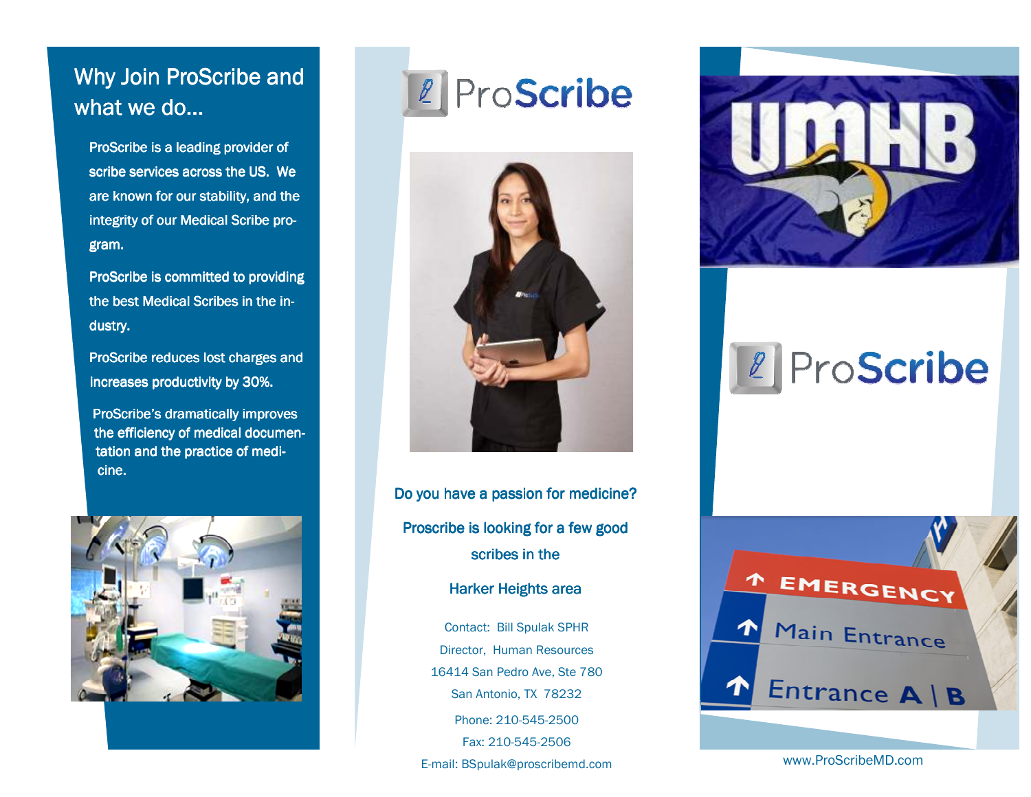## Why Join ProScribe and what we do...

ProScribe is a leading provider of scribe services across the US. We are known for our stability, and the integrity of our Medical Scribe program.

ProScribe is committed to providing the best Medical Scribes in the industry.

ProScribe reduces lost charges and increases productivity by 30%.

ProScribe's dramatically improves the efficiency of medical documentation and the practice of medicine.

# ProScribe

Do you have a passion for medicine?

Proscribe is looking for a few good scribes in the

Harker Heights area

Contact: Bill Spulak SPHR

Director, Human Resources

16414 San Pedro Ave, Ste 780

San Antonio, TX 78232

Phone: 210-545-2500

Fax: 210-545-2506

E-mail: BSpulak@proscribemd.com

UMHB

# ProScribe

EMERGENCY

Main Entrance

Entrance A | B

www.ProScribeMD.com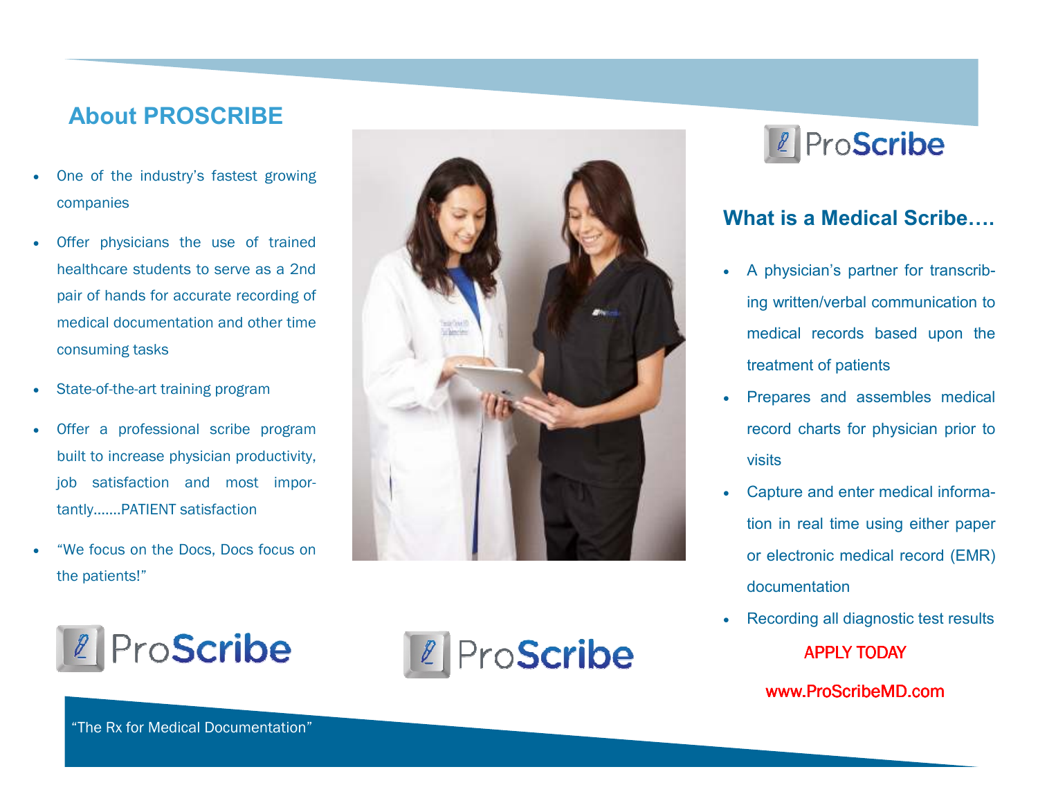## About PROSCRIBE

- One of the industry's fastest growing companies
- Offer physicians the use of trained healthcare students to serve as a 2nd pair of hands for accurate recording of medical documentation and other time consuming tasks
- State-of-the-art training program
- Offer a professional scribe program built to increase physician productivity, job satisfaction and most importantly.......PATIENT satisfaction
- "We focus on the Docs, Docs focus on the patients!"

ProScribe

ProScribe

ProScribe

## What is a Medical Scribe….

- A physician's partner for transcribing written/verbal communication to medical records based upon the treatment of patients
- Prepares and assembles medical record charts for physician prior to visits
- Capture and enter medical information in real time using either paper or electronic medical record (EMR) documentation
- Recording all diagnostic test results

APPLY TODAY

www.ProScribeMD.com

"The Rx for Medical Documentation"